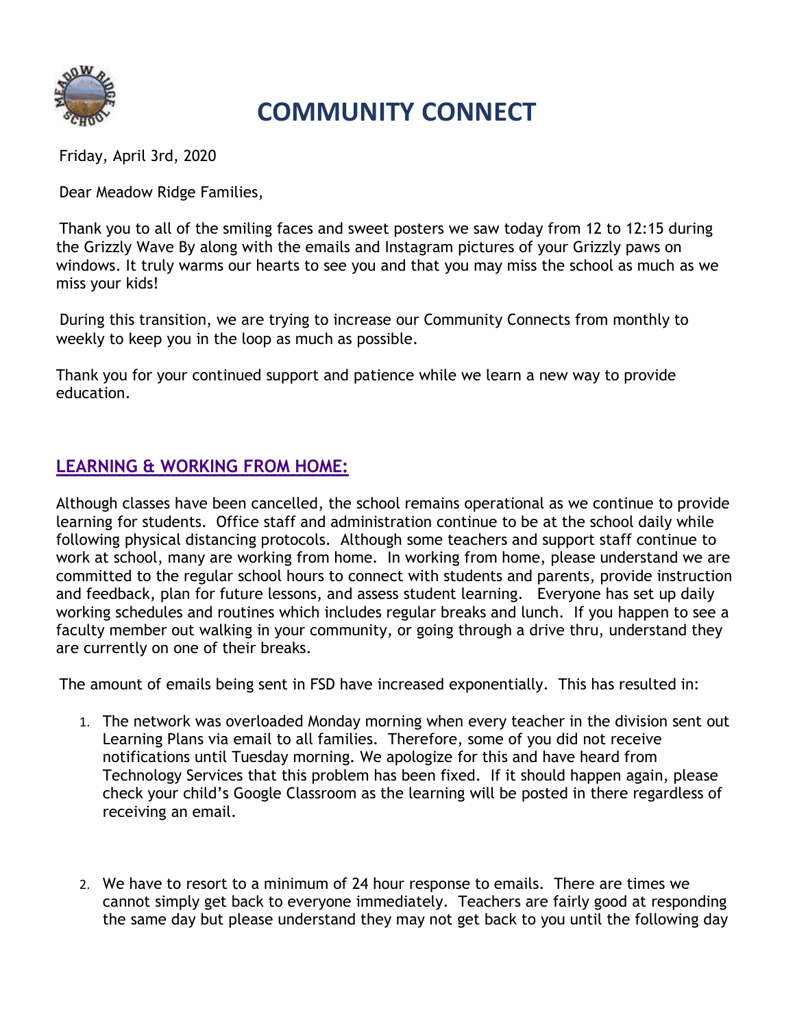# COMMUNITY CONNECT

Friday, April 3rd, 2020

Dear Meadow Ridge Families,

Thank you to all of the smiling faces and sweet posters we saw today from 12 to 12:15 during the Grizzly Wave By along with the emails and Instagram pictures of your Grizzly paws on windows. It truly warms our hearts to see you and that you may miss the school as much as we miss your kids!

During this transition, we are trying to increase our Community Connects from monthly to weekly to keep you in the loop as much as possible.

Thank you for your continued support and patience while we learn a new way to provide education.

## LEARNING & WORKING FROM HOME:

Although classes have been cancelled, the school remains operational as we continue to provide learning for students. Office staff and administration continue to be at the school daily while following physical distancing protocols. Although some teachers and support staff continue to work at school, many are working from home. In working from home, please understand we are committed to the regular school hours to connect with students and parents, provide instruction and feedback, plan for future lessons, and assess student learning. Everyone has set up daily working schedules and routines which includes regular breaks and lunch. If you happen to see a faculty member out walking in your community, or going through a drive thru, understand they are currently on one of their breaks.

The amount of emails being sent in FSD have increased exponentially. This has resulted in:

1. The network was overloaded Monday morning when every teacher in the division sent out Learning Plans via email to all families. Therefore, some of you did not receive notifications until Tuesday morning. We apologize for this and have heard from Technology Services that this problem has been fixed. If it should happen again, please check your child's Google Classroom as the learning will be posted in there regardless of receiving an email.

2. We have to resort to a minimum of 24 hour response to emails. There are times we cannot simply get back to everyone immediately. Teachers are fairly good at responding the same day but please understand they may not get back to you until the following day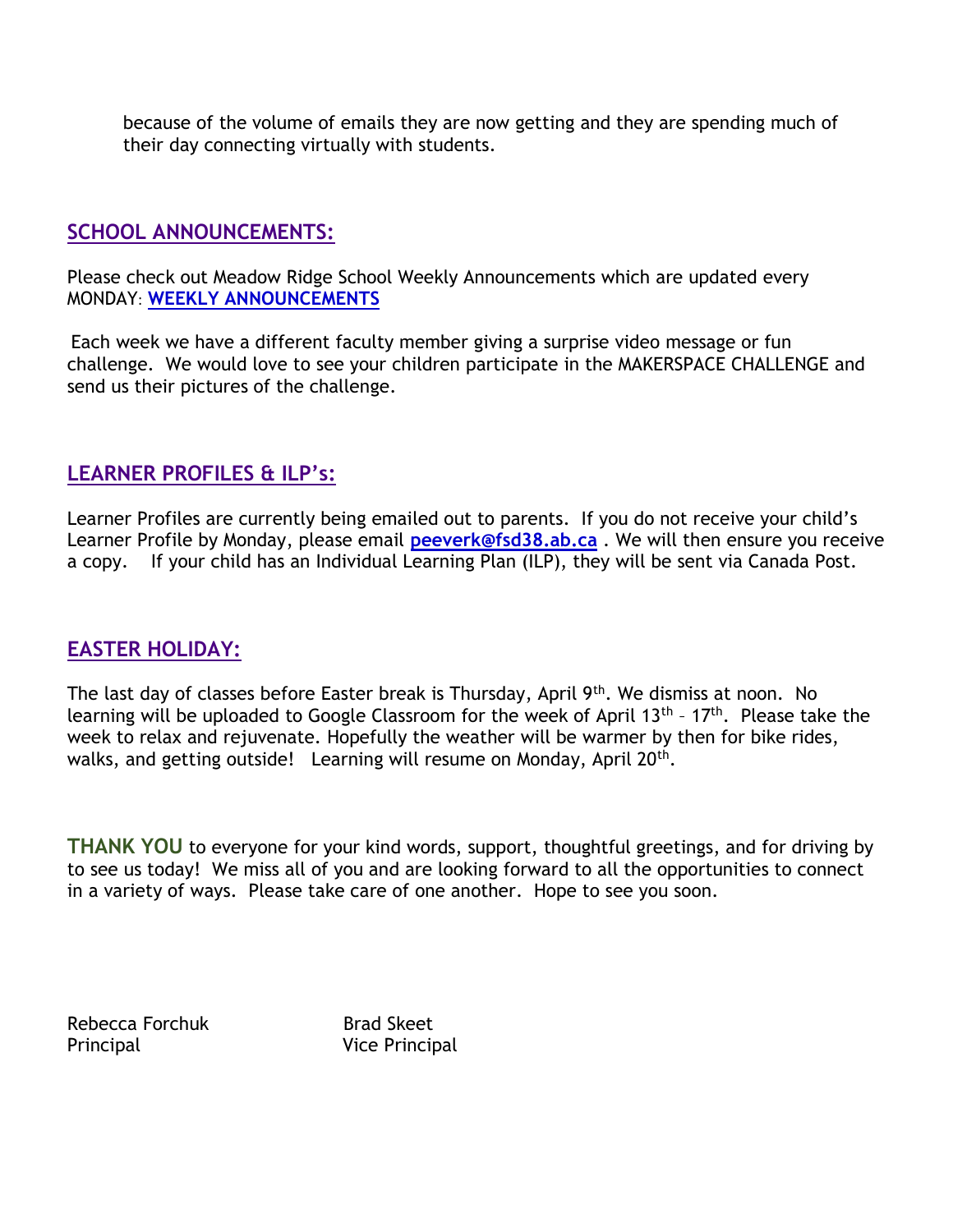because of the volume of emails they are now getting and they are spending much of their day connecting virtually with students.

## SCHOOL ANNOUNCEMENTS:

Please check out Meadow Ridge School Weekly Announcements which are updated every MONDAY: **WEEKLY ANNOUNCEMENTS**

Each week we have a different faculty member giving a surprise video message or fun challenge. We would love to see your children participate in the MAKERSPACE CHALLENGE and send us their pictures of the challenge.

## LEARNER PROFILES & ILP's:

Learner Profiles are currently being emailed out to parents. If you do not receive your child's Learner Profile by Monday, please email **peeverk@fsd38.ab.ca** . We will then ensure you receive a copy. If your child has an Individual Learning Plan (ILP), they will be sent via Canada Post.

## EASTER HOLIDAY:

The last day of classes before Easter break is Thursday, April 9th. We dismiss at noon. No learning will be uploaded to Google Classroom for the week of April 13th – 17th. Please take the week to relax and rejuvenate. Hopefully the weather will be warmer by then for bike rides, walks, and getting outside! Learning will resume on Monday, April 20th.

**THANK YOU** to everyone for your kind words, support, thoughtful greetings, and for driving by to see us today! We miss all of you and are looking forward to all the opportunities to connect in a variety of ways. Please take care of one another. Hope to see you soon.

Rebecca Forchuk
Principal

Brad Skeet
Vice Principal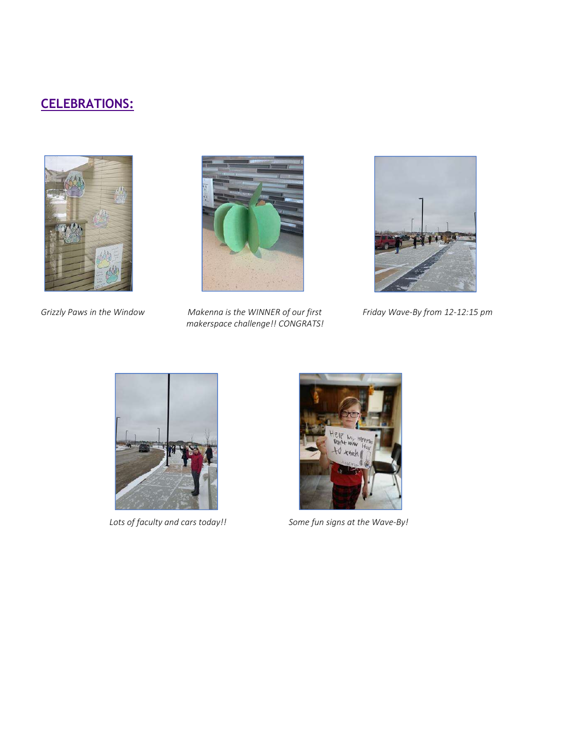## CELEBRATIONS:

*Grizzly Paws in the Window*

*Makenna is the WINNER of our first makerspace challenge!! CONGRATS!*

*Friday Wave-By from 12-12:15 pm*

*Lots of faculty and cars today!!*

*Some fun signs at the Wave-By!*